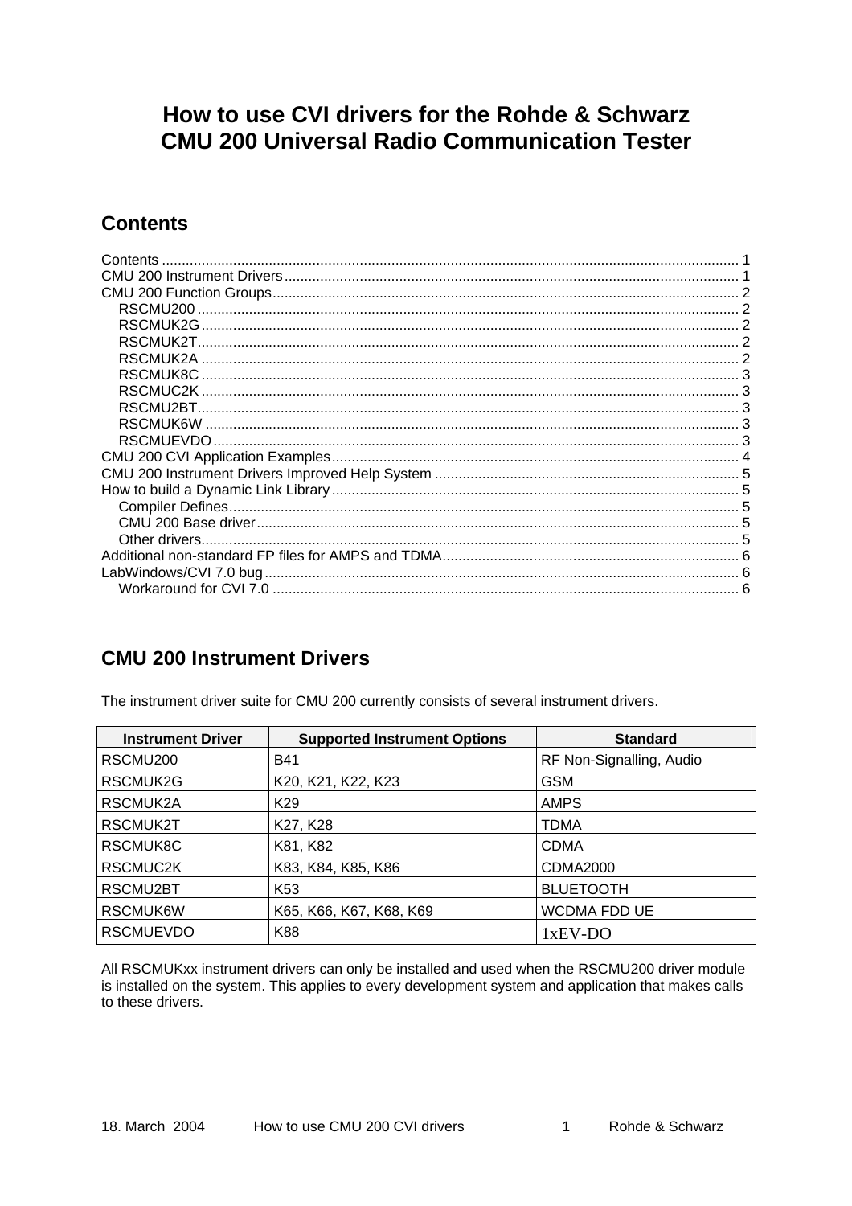# How to use CVI drivers for the Rohde & Schwarz CMU 200 Universal Radio Communication Tester

## Contents

Contents ........................................................................................................................................ 1
CMU 200 Instrument Drivers ........................................................................................................ 1
CMU 200 Function Groups ............................................................................................................ 2
- RSCMU200 ................................................................................................................................ 2
- RSCMUK2G ............................................................................................................................... 2
- RSCMUK2T ................................................................................................................................ 2
- RSCMUK2A ............................................................................................................................... 2
- RSCMUK8C ............................................................................................................................... 3
- RSCMUC2K ............................................................................................................................... 3
- RSCMU2BT ................................................................................................................................ 3
- RSCMUK6W .............................................................................................................................. 3
- RSCMUEVDO ............................................................................................................................ 3

CMU 200 CVI Application Examples .............................................................................................. 4
CMU 200 Instrument Drivers Improved Help System .................................................................... 5
How to build a Dynamic Link Library ............................................................................................. 5
- Compiler Defines ........................................................................................................................ 5
- CMU 200 Base driver .................................................................................................................. 5
- Other drivers ............................................................................................................................... 5

Additional non-standard FP files for AMPS and TDMA ................................................................... 6
LabWindows/CVI 7.0 bug ............................................................................................................... 6
- Workaround for CVI 7.0 .............................................................................................................. 6

## CMU 200 Instrument Drivers

The instrument driver suite for CMU 200 currently consists of several instrument drivers.

| Instrument Driver | Supported Instrument Options | Standard |
|---|---|---|
| RSCMU200 | B41 | RF Non-Signalling, Audio |
| RSCMUK2G | K20, K21, K22, K23 | GSM |
| RSCMUK2A | K29 | AMPS |
| RSCMUK2T | K27, K28 | TDMA |
| RSCMUK8C | K81, K82 | CDMA |
| RSCMUC2K | K83, K84, K85, K86 | CDMA2000 |
| RSCMU2BT | K53 | BLUETOOTH |
| RSCMUK6W | K65, K66, K67, K68, K69 | WCDMA FDD UE |
| RSCMUEVDO | K88 | 1xEV-DO |

All RSCMUKxx instrument drivers can only be installed and used when the RSCMU200 driver module is installed on the system. This applies to every development system and application that makes calls to these drivers.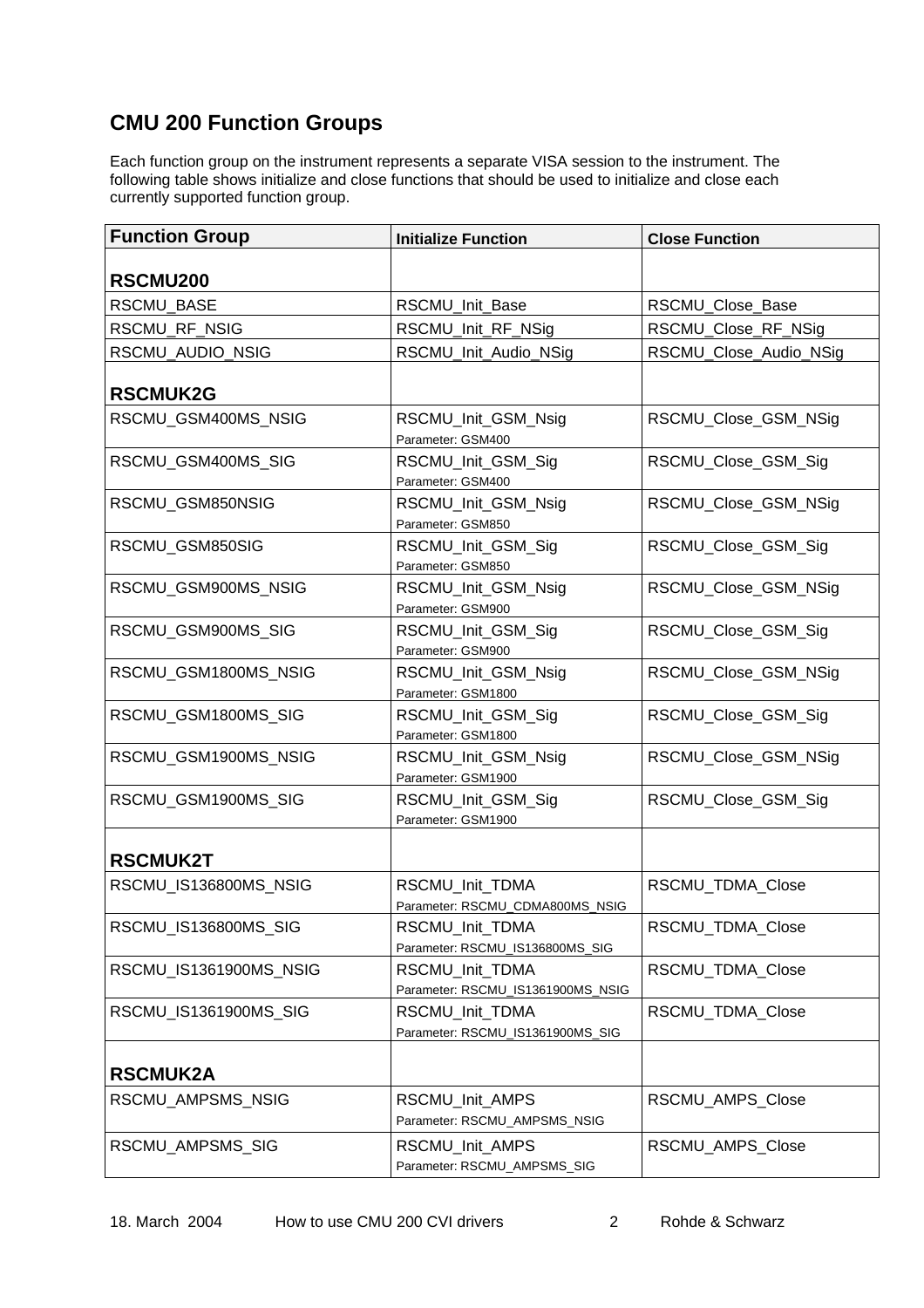## CMU 200 Function Groups

Each function group on the instrument represents a separate VISA session to the instrument. The following table shows initialize and close functions that should be used to initialize and close each currently supported function group.

| Function Group | Initialize Function | Close Function |
|---|---|---|
| **RSCMU200** | | |
| RSCMU_BASE | RSCMU_Init_Base | RSCMU_Close_Base |
| RSCMU_RF_NSIG | RSCMU_Init_RF_NSig | RSCMU_Close_RF_NSig |
| RSCMU_AUDIO_NSIG | RSCMU_Init_Audio_NSig | RSCMU_Close_Audio_NSig |
| **RSCMUK2G** | | |
| RSCMU_GSM400MS_NSIG | RSCMU_Init_GSM_Nsig<br>Parameter: GSM400 | RSCMU_Close_GSM_NSig |
| RSCMU_GSM400MS_SIG | RSCMU_Init_GSM_Sig<br>Parameter: GSM400 | RSCMU_Close_GSM_Sig |
| RSCMU_GSM850NSIG | RSCMU_Init_GSM_Nsig<br>Parameter: GSM850 | RSCMU_Close_GSM_NSig |
| RSCMU_GSM850SIG | RSCMU_Init_GSM_Sig<br>Parameter: GSM850 | RSCMU_Close_GSM_Sig |
| RSCMU_GSM900MS_NSIG | RSCMU_Init_GSM_Nsig<br>Parameter: GSM900 | RSCMU_Close_GSM_NSig |
| RSCMU_GSM900MS_SIG | RSCMU_Init_GSM_Sig<br>Parameter: GSM900 | RSCMU_Close_GSM_Sig |
| RSCMU_GSM1800MS_NSIG | RSCMU_Init_GSM_Nsig<br>Parameter: GSM1800 | RSCMU_Close_GSM_NSig |
| RSCMU_GSM1800MS_SIG | RSCMU_Init_GSM_Sig<br>Parameter: GSM1800 | RSCMU_Close_GSM_Sig |
| RSCMU_GSM1900MS_NSIG | RSCMU_Init_GSM_Nsig<br>Parameter: GSM1900 | RSCMU_Close_GSM_NSig |
| RSCMU_GSM1900MS_SIG | RSCMU_Init_GSM_Sig<br>Parameter: GSM1900 | RSCMU_Close_GSM_Sig |
| **RSCMUK2T** | | |
| RSCMU_IS136800MS_NSIG | RSCMU_Init_TDMA<br>Parameter: RSCMU_CDMA800MS_NSIG | RSCMU_TDMA_Close |
| RSCMU_IS136800MS_SIG | RSCMU_Init_TDMA<br>Parameter: RSCMU_IS136800MS_SIG | RSCMU_TDMA_Close |
| RSCMU_IS1361900MS_NSIG | RSCMU_Init_TDMA<br>Parameter: RSCMU_IS1361900MS_NSIG | RSCMU_TDMA_Close |
| RSCMU_IS1361900MS_SIG | RSCMU_Init_TDMA<br>Parameter: RSCMU_IS1361900MS_SIG | RSCMU_TDMA_Close |
| **RSCMUK2A** | | |
| RSCMU_AMPSMS_NSIG | RSCMU_Init_AMPS<br>Parameter: RSCMU_AMPSMS_NSIG | RSCMU_AMPS_Close |
| RSCMU_AMPSMS_SIG | RSCMU_Init_AMPS<br>Parameter: RSCMU_AMPSMS_SIG | RSCMU_AMPS_Close |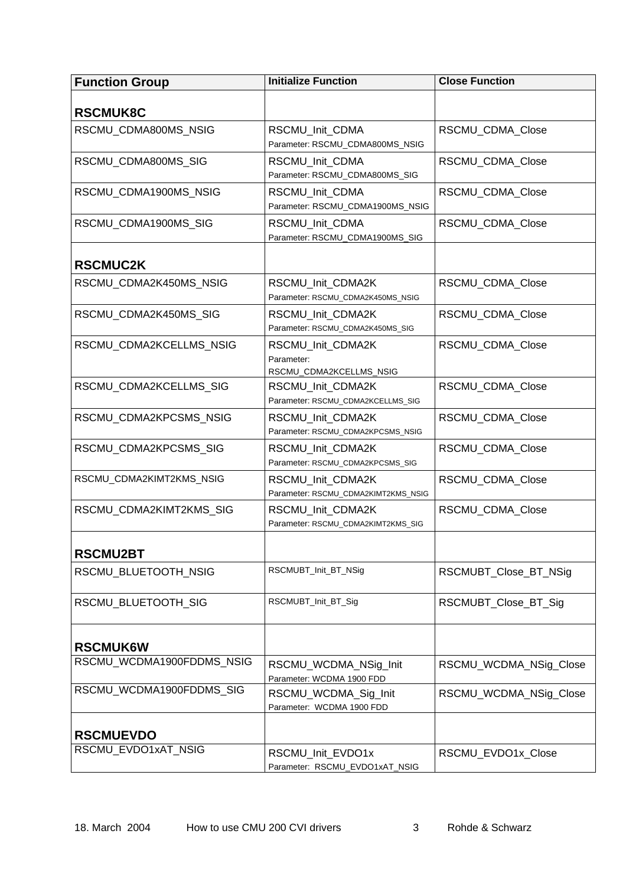| Function Group | Initialize Function | Close Function |
|---|---|---|
| **RSCMUK8C** | | |
| RSCMU_CDMA800MS_NSIG | RSCMU_Init_CDMA<br>Parameter: RSCMU_CDMA800MS_NSIG | RSCMU_CDMA_Close |
| RSCMU_CDMA800MS_SIG | RSCMU_Init_CDMA<br>Parameter: RSCMU_CDMA800MS_SIG | RSCMU_CDMA_Close |
| RSCMU_CDMA1900MS_NSIG | RSCMU_Init_CDMA<br>Parameter: RSCMU_CDMA1900MS_NSIG | RSCMU_CDMA_Close |
| RSCMU_CDMA1900MS_SIG | RSCMU_Init_CDMA<br>Parameter: RSCMU_CDMA1900MS_SIG | RSCMU_CDMA_Close |
| **RSCMUC2K** | | |
| RSCMU_CDMA2K450MS_NSIG | RSCMU_Init_CDMA2K<br>Parameter: RSCMU_CDMA2K450MS_NSIG | RSCMU_CDMA_Close |
| RSCMU_CDMA2K450MS_SIG | RSCMU_Init_CDMA2K<br>Parameter: RSCMU_CDMA2K450MS_SIG | RSCMU_CDMA_Close |
| RSCMU_CDMA2KCELLMS_NSIG | RSCMU_Init_CDMA2K<br>Parameter:<br>RSCMU_CDMA2KCELLMS_NSIG | RSCMU_CDMA_Close |
| RSCMU_CDMA2KCELLMS_SIG | RSCMU_Init_CDMA2K<br>Parameter: RSCMU_CDMA2KCELLMS_SIG | RSCMU_CDMA_Close |
| RSCMU_CDMA2KPCSMS_NSIG | RSCMU_Init_CDMA2K<br>Parameter: RSCMU_CDMA2KPCSMS_NSIG | RSCMU_CDMA_Close |
| RSCMU_CDMA2KPCSMS_SIG | RSCMU_Init_CDMA2K<br>Parameter: RSCMU_CDMA2KPCSMS_SIG | RSCMU_CDMA_Close |
| RSCMU_CDMA2KIMT2KMS_NSIG | RSCMU_Init_CDMA2K<br>Parameter: RSCMU_CDMA2KIMT2KMS_NSIG | RSCMU_CDMA_Close |
| RSCMU_CDMA2KIMT2KMS_SIG | RSCMU_Init_CDMA2K<br>Parameter: RSCMU_CDMA2KIMT2KMS_SIG | RSCMU_CDMA_Close |
| **RSCMU2BT** | | |
| RSCMU_BLUETOOTH_NSIG | RSCMUBT_Init_BT_NSig | RSCMUBT_Close_BT_NSig |
| RSCMU_BLUETOOTH_SIG | RSCMUBT_Init_BT_Sig | RSCMUBT_Close_BT_Sig |
| **RSCMUK6W** | | |
| RSCMU_WCDMA1900FDDMS_NSIG | RSCMU_WCDMA_NSig_Init<br>Parameter: WCDMA 1900 FDD | RSCMU_WCDMA_NSig_Close |
| RSCMU_WCDMA1900FDDMS_SIG | RSCMU_WCDMA_Sig_Init<br>Parameter: WCDMA 1900 FDD | RSCMU_WCDMA_NSig_Close |
| **RSCMUEVDO** | | |
| RSCMU_EVDO1xAT_NSIG | RSCMU_Init_EVDO1x<br>Parameter: RSCMU_EVDO1xAT_NSIG | RSCMU_EVDO1x_Close |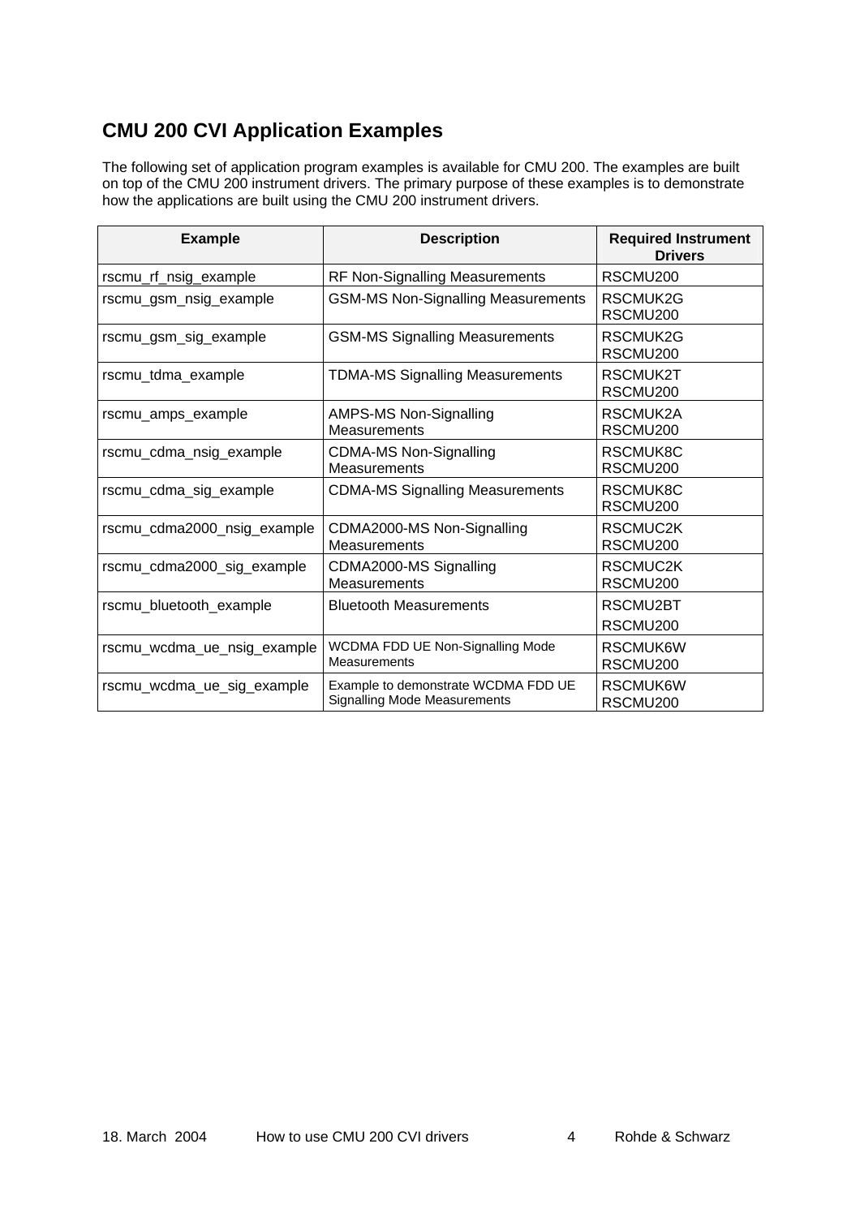# CMU 200 CVI Application Examples

The following set of application program examples is available for CMU 200. The examples are built on top of the CMU 200 instrument drivers. The primary purpose of these examples is to demonstrate how the applications are built using the CMU 200 instrument drivers.

| Example | Description | Required Instrument Drivers |
|---|---|---|
| rscmu_rf_nsig_example | RF Non-Signalling Measurements | RSCMU200 |
| rscmu_gsm_nsig_example | GSM-MS Non-Signalling Measurements | RSCMUK2G<br>RSCMU200 |
| rscmu_gsm_sig_example | GSM-MS Signalling Measurements | RSCMUK2G<br>RSCMU200 |
| rscmu_tdma_example | TDMA-MS Signalling Measurements | RSCMUK2T<br>RSCMU200 |
| rscmu_amps_example | AMPS-MS Non-Signalling Measurements | RSCMUK2A<br>RSCMU200 |
| rscmu_cdma_nsig_example | CDMA-MS Non-Signalling Measurements | RSCMUK8C<br>RSCMU200 |
| rscmu_cdma_sig_example | CDMA-MS Signalling Measurements | RSCMUK8C<br>RSCMU200 |
| rscmu_cdma2000_nsig_example | CDMA2000-MS Non-Signalling Measurements | RSCMUC2K<br>RSCMU200 |
| rscmu_cdma2000_sig_example | CDMA2000-MS Signalling Measurements | RSCMUC2K<br>RSCMU200 |
| rscmu_bluetooth_example | Bluetooth Measurements | RSCMU2BT<br>RSCMU200 |
| rscmu_wcdma_ue_nsig_example | WCDMA FDD UE Non-Signalling Mode Measurements | RSCMUK6W<br>RSCMU200 |
| rscmu_wcdma_ue_sig_example | Example to demonstrate WCDMA FDD UE Signalling Mode Measurements | RSCMUK6W<br>RSCMU200 |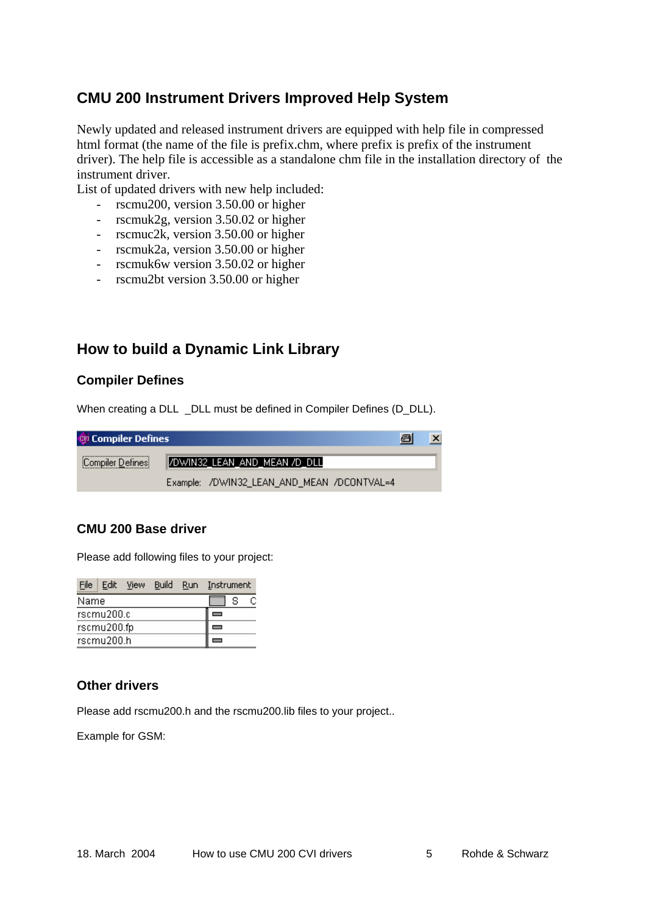## CMU 200 Instrument Drivers Improved Help System

Newly updated and released instrument drivers are equipped with help file in compressed html format (the name of the file is prefix.chm, where prefix is prefix of the instrument driver). The help file is accessible as a standalone chm file in the installation directory of the instrument driver.

List of updated drivers with new help included:

- rscmu200, version 3.50.00 or higher
- rscmuk2g, version 3.50.02 or higher
- rscmuc2k, version 3.50.00 or higher
- rscmuk2a, version 3.50.00 or higher
- rscmuk6w version 3.50.02 or higher
- rscmu2bt version 3.50.00 or higher

## How to build a Dynamic Link Library

### Compiler Defines

When creating a DLL _DLL must be defined in Compiler Defines (D_DLL).

**Compiler Defines**

Compiler Defines: /DWIN32_LEAN_AND_MEAN /D_DLL

Example: /DWIN32_LEAN_AND_MEAN /DCONTVAL=4

### CMU 200 Base driver

Please add following files to your project:

File Edit View Build Run Instrument

| Name | S | C |
|---|---|---|
| rscmu200.c | | |
| rscmu200.fp | | |
| rscmu200.h | | |

### Other drivers

Please add rscmu200.h and the rscmu200.lib files to your project..

Example for GSM: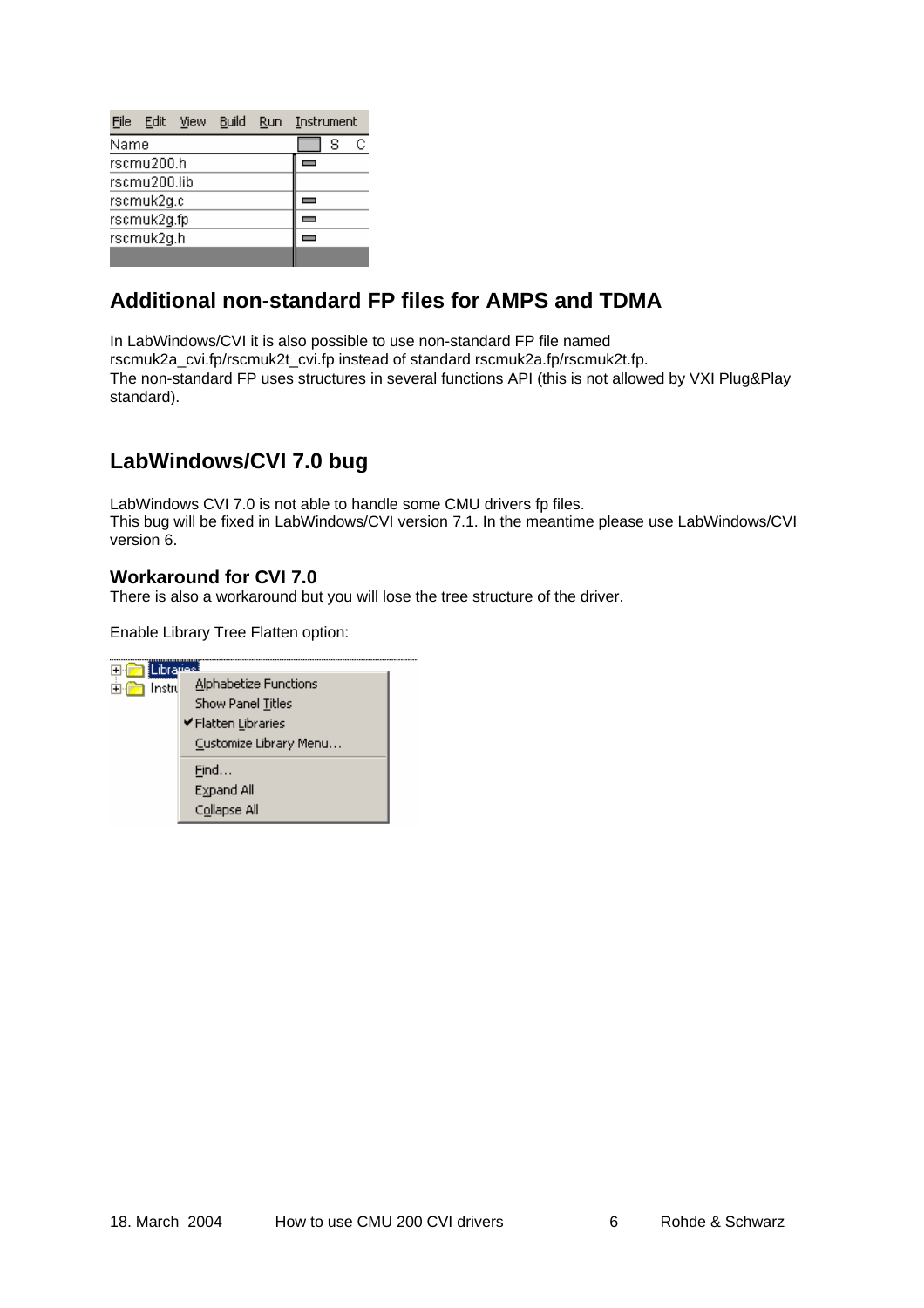## Additional non-standard FP files for AMPS and TDMA

In LabWindows/CVI it is also possible to use non-standard FP file named rscmuk2a_cvi.fp/rscmuk2t_cvi.fp instead of standard rscmuk2a.fp/rscmuk2t.fp.
The non-standard FP uses structures in several functions API (this is not allowed by VXI Plug&Play standard).

## LabWindows/CVI 7.0 bug

LabWindows CVI 7.0 is not able to handle some CMU drivers fp files.
This bug will be fixed in LabWindows/CVI version 7.1. In the meantime please use LabWindows/CVI version 6.

### Workaround for CVI 7.0

There is also a workaround but you will lose the tree structure of the driver.

Enable Library Tree Flatten option: